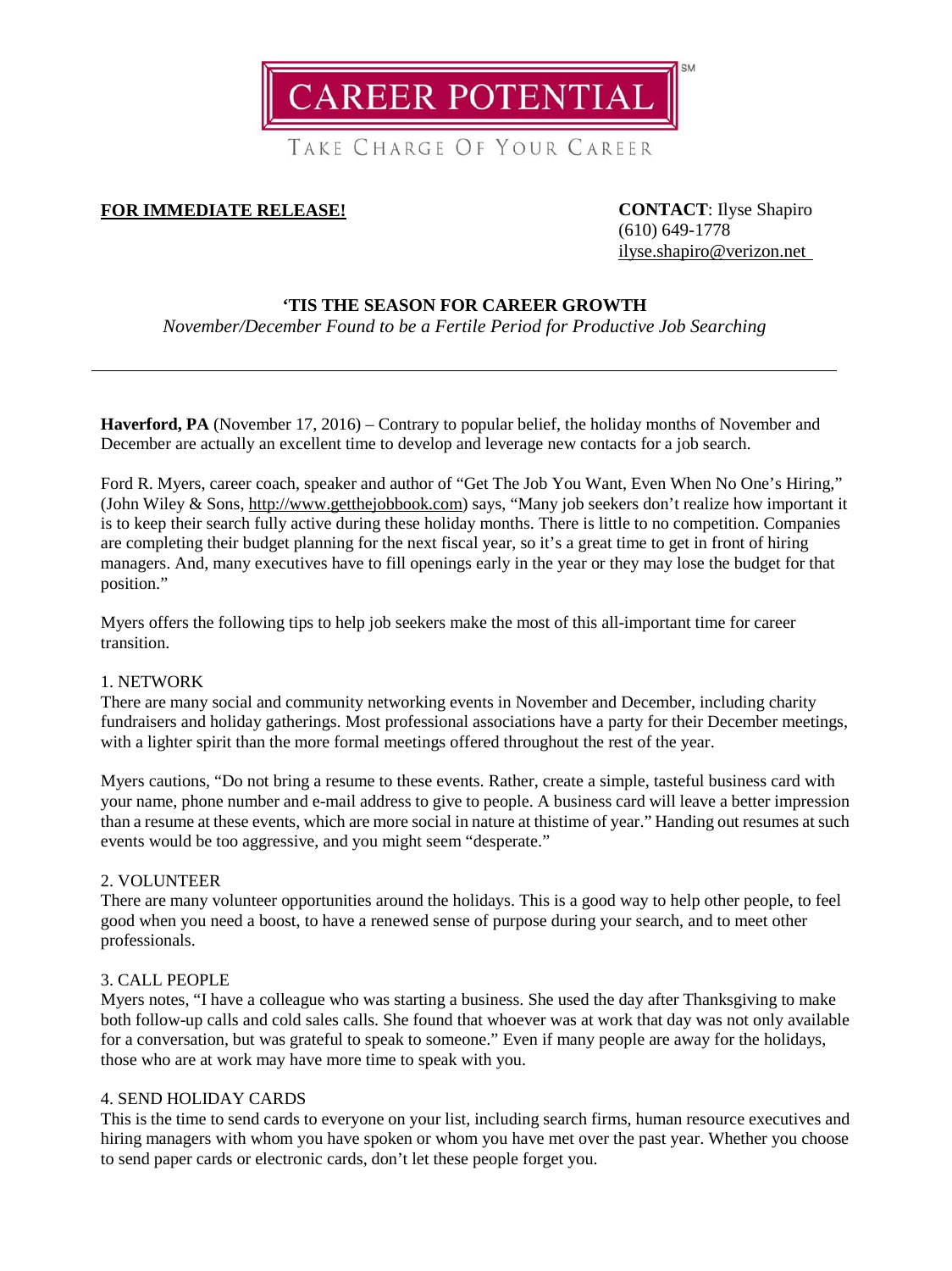CAREER POTENTIAL[SM]

TAKE CHARGE OF YOUR CAREER

**FOR IMMEDIATE RELEASE!**

**CONTACT**: Ilyse Shapiro
(610) 649-1778
ilyse.shapiro@verizon.net

## 'TIS THE SEASON FOR CAREER GROWTH

*November/December Found to be a Fertile Period for Productive Job Searching*

---

**Haverford, PA** (November 17, 2016) – Contrary to popular belief, the holiday months of November and December are actually an excellent time to develop and leverage new contacts for a job search.

Ford R. Myers, career coach, speaker and author of "Get The Job You Want, Even When No One's Hiring," (John Wiley & Sons, http://www.getthejobbook.com) says, "Many job seekers don't realize how important it is to keep their search fully active during these holiday months. There is little to no competition. Companies are completing their budget planning for the next fiscal year, so it's a great time to get in front of hiring managers. And, many executives have to fill openings early in the year or they may lose the budget for that position."

Myers offers the following tips to help job seekers make the most of this all-important time for career transition.

1. NETWORK

There are many social and community networking events in November and December, including charity fundraisers and holiday gatherings. Most professional associations have a party for their December meetings, with a lighter spirit than the more formal meetings offered throughout the rest of the year.

Myers cautions, "Do not bring a resume to these events. Rather, create a simple, tasteful business card with your name, phone number and e-mail address to give to people. A business card will leave a better impression than a resume at these events, which are more social in nature at thistime of year." Handing out resumes at such events would be too aggressive, and you might seem "desperate."

2. VOLUNTEER

There are many volunteer opportunities around the holidays. This is a good way to help other people, to feel good when you need a boost, to have a renewed sense of purpose during your search, and to meet other professionals.

3. CALL PEOPLE

Myers notes, "I have a colleague who was starting a business. She used the day after Thanksgiving to make both follow-up calls and cold sales calls. She found that whoever was at work that day was not only available for a conversation, but was grateful to speak to someone." Even if many people are away for the holidays, those who are at work may have more time to speak with you.

4. SEND HOLIDAY CARDS

This is the time to send cards to everyone on your list, including search firms, human resource executives and hiring managers with whom you have spoken or whom you have met over the past year. Whether you choose to send paper cards or electronic cards, don't let these people forget you.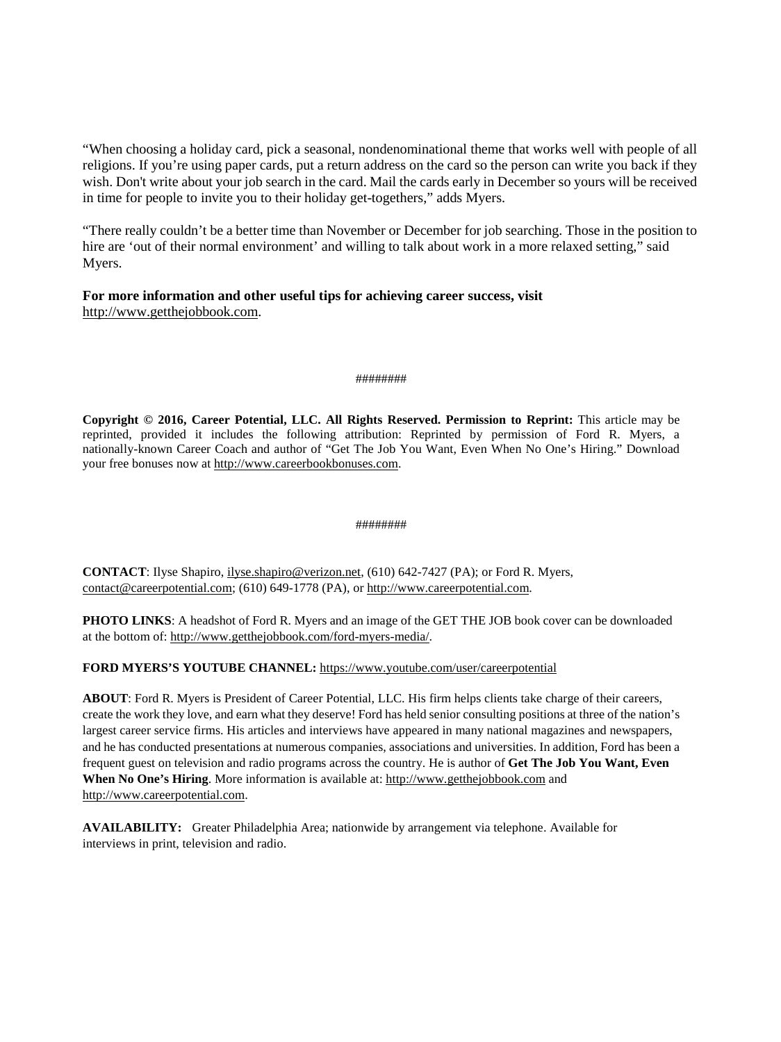"When choosing a holiday card, pick a seasonal, nondenominational theme that works well with people of all religions. If you're using paper cards, put a return address on the card so the person can write you back if they wish. Don't write about your job search in the card. Mail the cards early in December so yours will be received in time for people to invite you to their holiday get-togethers," adds Myers.

"There really couldn't be a better time than November or December for job searching. Those in the position to hire are 'out of their normal environment' and willing to talk about work in a more relaxed setting," said Myers.

**For more information and other useful tips for achieving career success, visit** http://www.getthejobbook.com.

########

**Copyright © 2016, Career Potential, LLC. All Rights Reserved. Permission to Reprint:** This article may be reprinted, provided it includes the following attribution: Reprinted by permission of Ford R. Myers, a nationally-known Career Coach and author of "Get The Job You Want, Even When No One's Hiring." Download your free bonuses now at http://www.careerbookbonuses.com.

########

**CONTACT**: Ilyse Shapiro, ilyse.shapiro@verizon.net, (610) 642-7427 (PA); or Ford R. Myers, contact@careerpotential.com; (610) 649-1778 (PA), or http://www.careerpotential.com.

**PHOTO LINKS**: A headshot of Ford R. Myers and an image of the GET THE JOB book cover can be downloaded at the bottom of: http://www.getthejobbook.com/ford-myers-media/.

**FORD MYERS'S YOUTUBE CHANNEL:** https://www.youtube.com/user/careerpotential

**ABOUT**: Ford R. Myers is President of Career Potential, LLC. His firm helps clients take charge of their careers, create the work they love, and earn what they deserve! Ford has held senior consulting positions at three of the nation's largest career service firms. His articles and interviews have appeared in many national magazines and newspapers, and he has conducted presentations at numerous companies, associations and universities. In addition, Ford has been a frequent guest on television and radio programs across the country. He is author of **Get The Job You Want, Even When No One's Hiring**. More information is available at: http://www.getthejobbook.com and http://www.careerpotential.com.

**AVAILABILITY:** Greater Philadelphia Area; nationwide by arrangement via telephone. Available for interviews in print, television and radio.